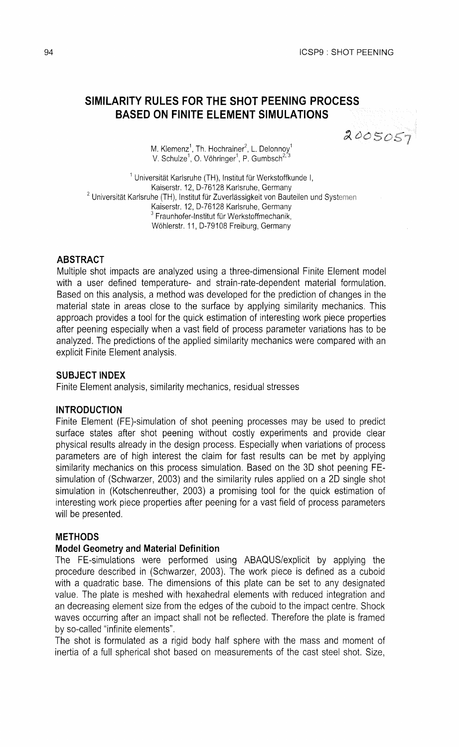# SIMILARITY RULES FOR THE SHOT PEENING PROCESS BASED ON FINITE ELEMENT SIMULATIONS

2005057

M. Klemenz[1], Th. Hochrainer[2], L. Delonnoy[1]
V. Schulze[1], O. Vöhringer[1], P. Gumbsch[2,3]

[1] Universität Karlsruhe (TH), Institut für Werkstoffkunde I,
Kaiserstr. 12, D-76128 Karlsruhe, Germany
[2] Universität Karlsruhe (TH), Institut für Zuverlässigkeit von Bauteilen und Systemen
Kaiserstr. 12, D-76128 Karlsruhe, Germany
[3] Fraunhofer-Institut für Werkstoffmechanik,
Wöhlerstr. 11, D-79108 Freiburg, Germany

## ABSTRACT

Multiple shot impacts are analyzed using a three-dimensional Finite Element model with a user defined temperature- and strain-rate-dependent material formulation. Based on this analysis, a method was developed for the prediction of changes in the material state in areas close to the surface by applying similarity mechanics. This approach provides a tool for the quick estimation of interesting work piece properties after peening especially when a vast field of process parameter variations has to be analyzed. The predictions of the applied similarity mechanics were compared with an explicit Finite Element analysis.

## SUBJECT INDEX

Finite Element analysis, similarity mechanics, residual stresses

## INTRODUCTION

Finite Element (FE)-simulation of shot peening processes may be used to predict surface states after shot peening without costly experiments and provide clear physical results already in the design process. Especially when variations of process parameters are of high interest the claim for fast results can be met by applying similarity mechanics on this process simulation. Based on the 3D shot peening FE-simulation of (Schwarzer, 2003) and the similarity rules applied on a 2D single shot simulation in (Kotschenreuther, 2003) a promising tool for the quick estimation of interesting work piece properties after peening for a vast field of process parameters will be presented.

## METHODS

### Model Geometry and Material Definition

The FE-simulations were performed using ABAQUS/explicit by applying the procedure described in (Schwarzer, 2003). The work piece is defined as a cuboid with a quadratic base. The dimensions of this plate can be set to any designated value. The plate is meshed with hexahedral elements with reduced integration and an decreasing element size from the edges of the cuboid to the impact centre. Shock waves occurring after an impact shall not be reflected. Therefore the plate is framed by so-called "infinite elements".

The shot is formulated as a rigid body half sphere with the mass and moment of inertia of a full spherical shot based on measurements of the cast steel shot. Size,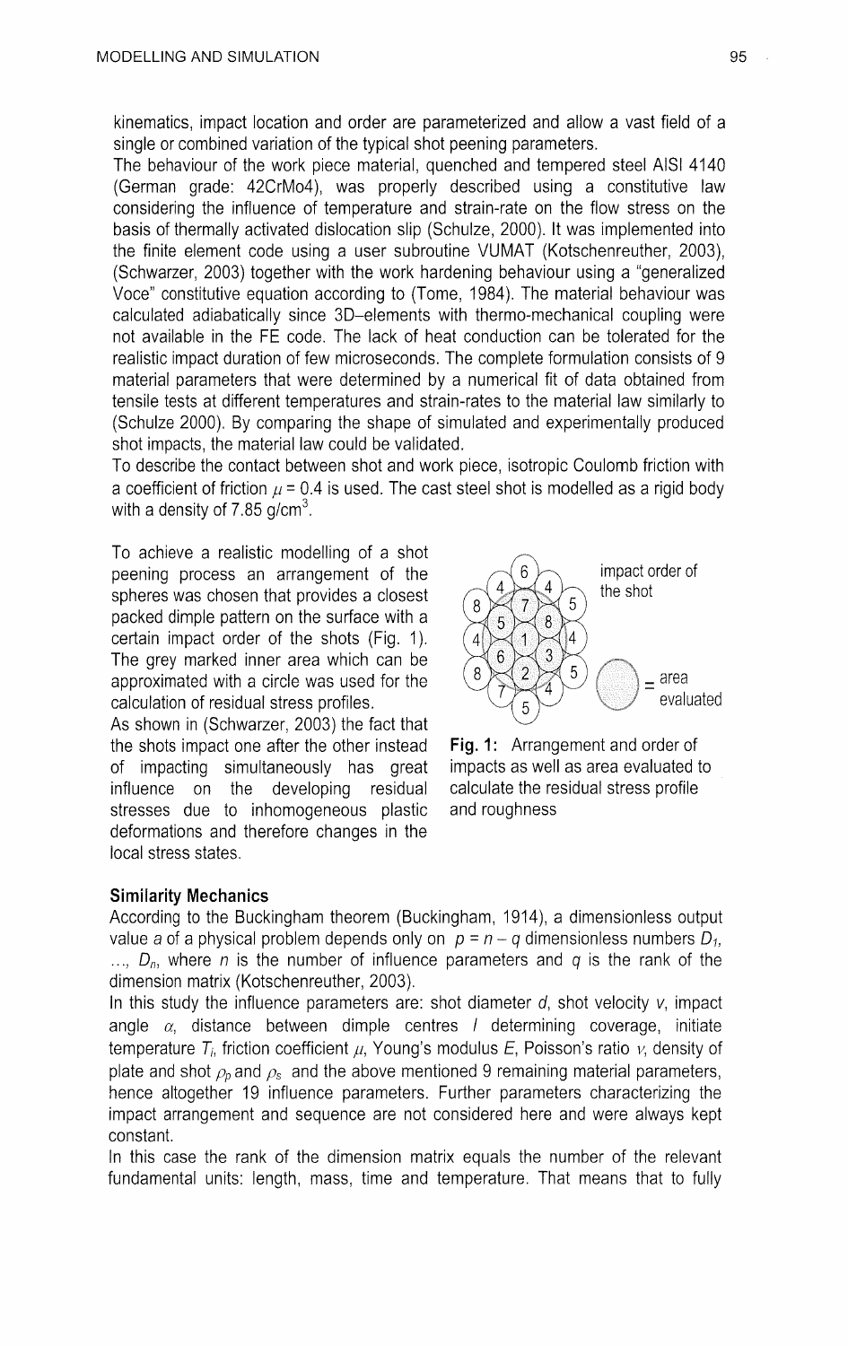kinematics, impact location and order are parameterized and allow a vast field of a single or combined variation of the typical shot peening parameters.

The behaviour of the work piece material, quenched and tempered steel AISI 4140 (German grade: 42CrMo4), was properly described using a constitutive law considering the influence of temperature and strain-rate on the flow stress on the basis of thermally activated dislocation slip (Schulze, 2000). It was implemented into the finite element code using a user subroutine VUMAT (Kotschenreuther, 2003), (Schwarzer, 2003) together with the work hardening behaviour using a "generalized Voce" constitutive equation according to (Tome, 1984). The material behaviour was calculated adiabatically since 3D–elements with thermo-mechanical coupling were not available in the FE code. The lack of heat conduction can be tolerated for the realistic impact duration of few microseconds. The complete formulation consists of 9 material parameters that were determined by a numerical fit of data obtained from tensile tests at different temperatures and strain-rates to the material law similarly to (Schulze 2000). By comparing the shape of simulated and experimentally produced shot impacts, the material law could be validated.

To describe the contact between shot and work piece, isotropic Coulomb friction with a coefficient of friction $\mu = 0.4$ is used. The cast steel shot is modelled as a rigid body with a density of 7.85 g/cm$^3$.

To achieve a realistic modelling of a shot peening process an arrangement of the spheres was chosen that provides a closest packed dimple pattern on the surface with a certain impact order of the shots (Fig. 1). The grey marked inner area which can be approximated with a circle was used for the calculation of residual stress profiles.

As shown in (Schwarzer, 2003) the fact that the shots impact one after the other instead of impacting simultaneously has great influence on the developing residual stresses due to inhomogeneous plastic deformations and therefore changes in the local stress states.

**Fig. 1:** Arrangement and order of impacts as well as area evaluated to calculate the residual stress profile and roughness

### Similarity Mechanics

According to the Buckingham theorem (Buckingham, 1914), a dimensionless output value $a$ of a physical problem depends only on $p = n - q$ dimensionless numbers $D_1, \ldots, D_n$, where $n$ is the number of influence parameters and $q$ is the rank of the dimension matrix (Kotschenreuther, 2003).

In this study the influence parameters are: shot diameter $d$, shot velocity $v$, impact angle $\alpha$, distance between dimple centres $l$ determining coverage, initiate temperature $T_i$, friction coefficient $\mu$, Young's modulus $E$, Poisson's ratio $\nu$, density of plate and shot $\rho_p$ and $\rho_s$ and the above mentioned 9 remaining material parameters, hence altogether 19 influence parameters. Further parameters characterizing the impact arrangement and sequence are not considered here and were always kept constant.

In this case the rank of the dimension matrix equals the number of the relevant fundamental units: length, mass, time and temperature. That means that to fully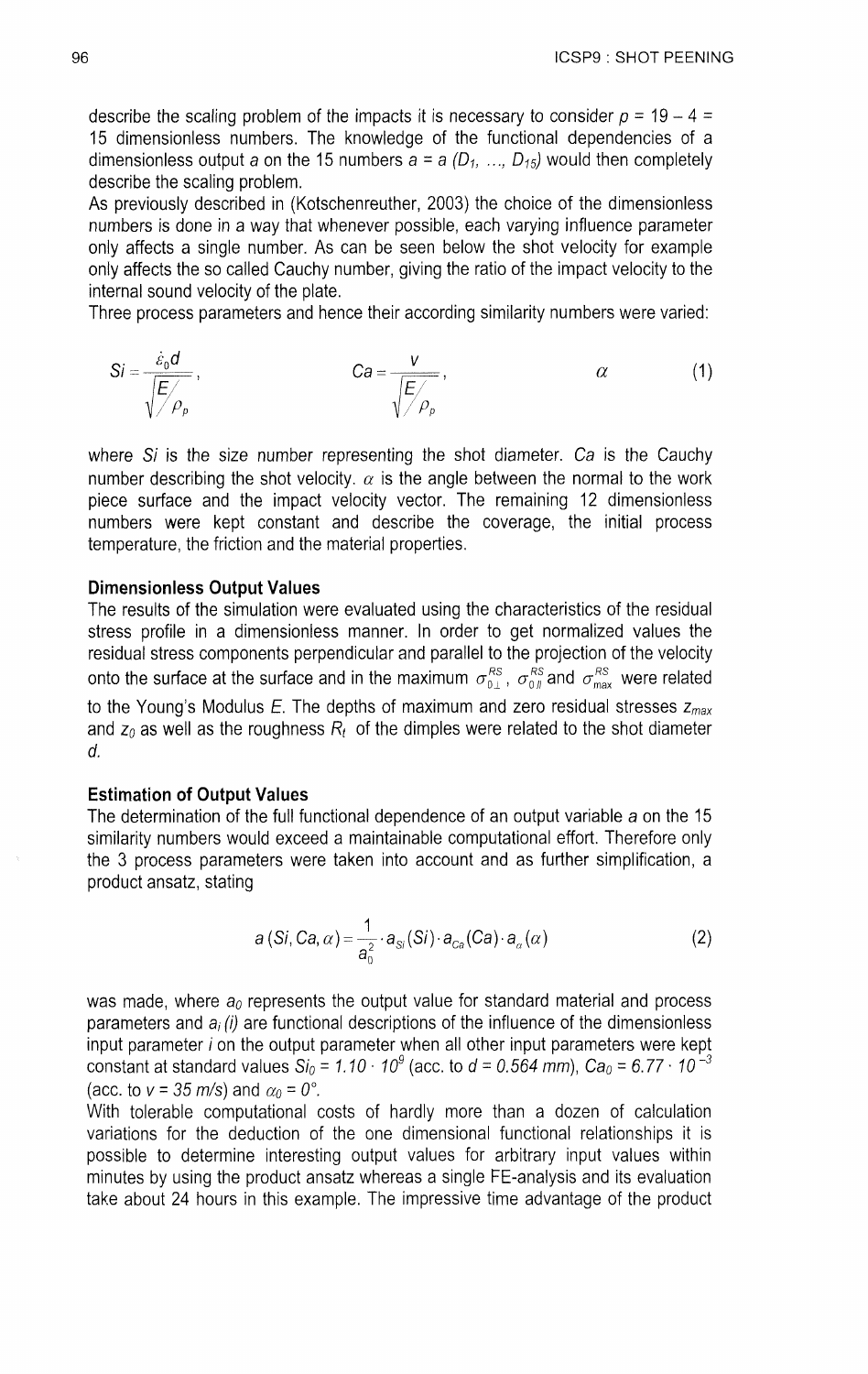describe the scaling problem of the impacts it is necessary to consider $p = 19 - 4 = 15$ dimensionless numbers. The knowledge of the functional dependencies of a dimensionless output $a$ on the 15 numbers $a = a\,(D_1, \ldots, D_{15})$ would then completely describe the scaling problem.

As previously described in (Kotschenreuther, 2003) the choice of the dimensionless numbers is done in a way that whenever possible, each varying influence parameter only affects a single number. As can be seen below the shot velocity for example only affects the so called Cauchy number, giving the ratio of the impact velocity to the internal sound velocity of the plate.

Three process parameters and hence their according similarity numbers were varied:

$$Si = \frac{\dot{\varepsilon}_0 d}{\sqrt{E/\rho_p}}, \qquad Ca = \frac{v}{\sqrt{E/\rho_p}}, \qquad \alpha \tag{1}$$

where $Si$ is the size number representing the shot diameter. $Ca$ is the Cauchy number describing the shot velocity. $\alpha$ is the angle between the normal to the work piece surface and the impact velocity vector. The remaining 12 dimensionless numbers were kept constant and describe the coverage, the initial process temperature, the friction and the material properties.

### Dimensionless Output Values

The results of the simulation were evaluated using the characteristics of the residual stress profile in a dimensionless manner. In order to get normalized values the residual stress components perpendicular and parallel to the projection of the velocity onto the surface at the surface and in the maximum $\sigma_{0\perp}^{RS}$, $\sigma_{0\parallel}^{RS}$ and $\sigma_{max}^{RS}$ were related to the Young's Modulus $E$. The depths of maximum and zero residual stresses $z_{max}$ and $z_0$ as well as the roughness $R_t$ of the dimples were related to the shot diameter $d$.

### Estimation of Output Values

The determination of the full functional dependence of an output variable $a$ on the 15 similarity numbers would exceed a maintainable computational effort. Therefore only the 3 process parameters were taken into account and as further simplification, a product ansatz, stating

$$a\,(Si, Ca, \alpha) = \frac{1}{a_0^2} \cdot a_{Si}(Si) \cdot a_{Ca}(Ca) \cdot a_{\alpha}(\alpha) \tag{2}$$

was made, where $a_0$ represents the output value for standard material and process parameters and $a_i\,(i)$ are functional descriptions of the influence of the dimensionless input parameter $i$ on the output parameter when all other input parameters were kept constant at standard values $Si_0 = 1.10 \cdot 10^9$ (acc. to $d = 0.564$ mm), $Ca_0 = 6.77 \cdot 10^{-3}$ (acc. to $v = 35$ m/s) and $\alpha_0 = 0°$.

With tolerable computational costs of hardly more than a dozen of calculation variations for the deduction of the one dimensional functional relationships it is possible to determine interesting output values for arbitrary input values within minutes by using the product ansatz whereas a single FE-analysis and its evaluation take about 24 hours in this example. The impressive time advantage of the product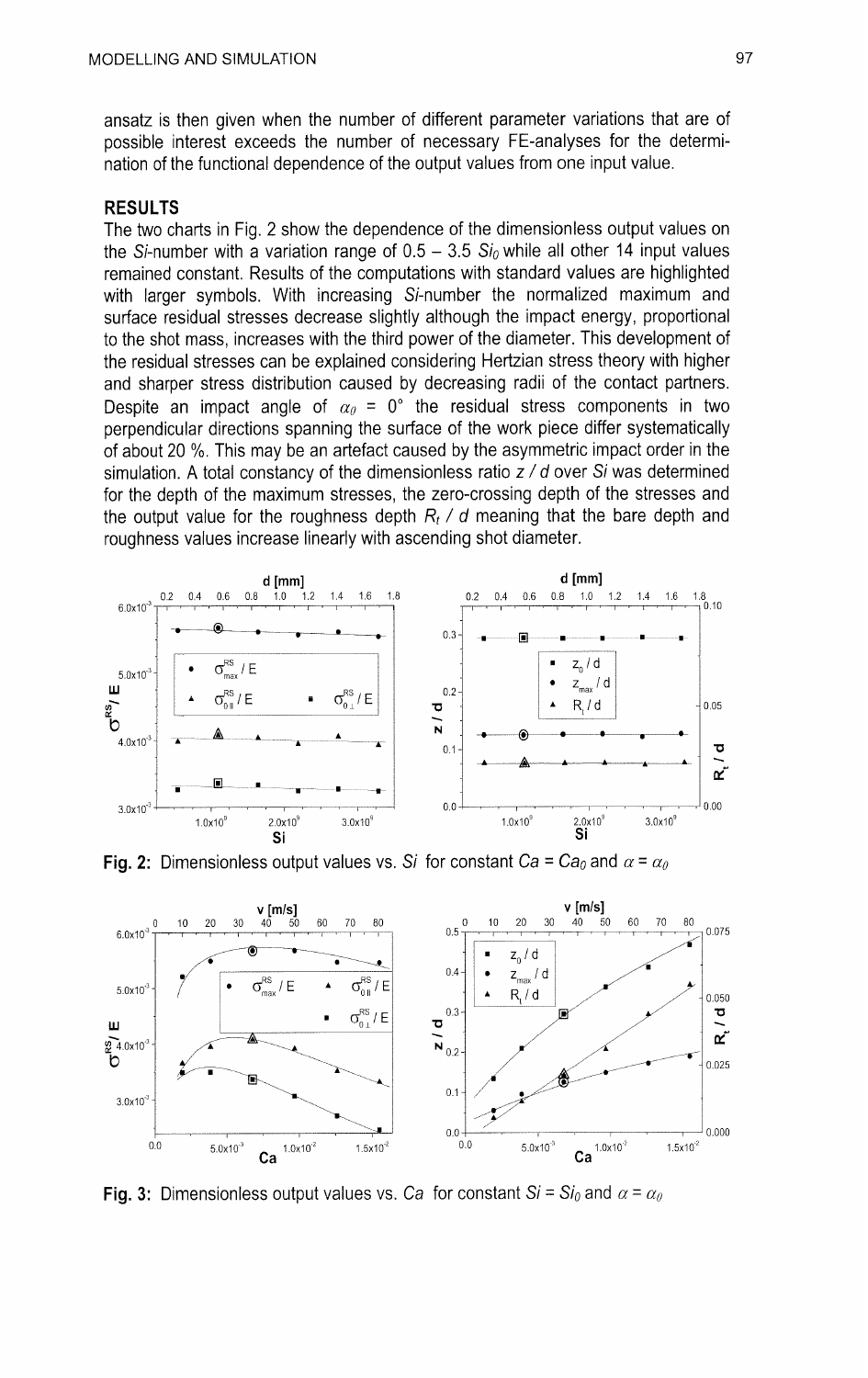ansatz is then given when the number of different parameter variations that are of possible interest exceeds the number of necessary FE-analyses for the determination of the functional dependence of the output values from one input value.

## RESULTS

The two charts in Fig. 2 show the dependence of the dimensionless output values on the *Si*-number with a variation range of 0.5 – 3.5 $Si_0$ while all other 14 input values remained constant. Results of the computations with standard values are highlighted with larger symbols. With increasing *Si*-number the normalized maximum and surface residual stresses decrease slightly although the impact energy, proportional to the shot mass, increases with the third power of the diameter. This development of the residual stresses can be explained considering Hertzian stress theory with higher and sharper stress distribution caused by decreasing radii of the contact partners. Despite an impact angle of $\alpha_0$ = 0° the residual stress components in two perpendicular directions spanning the surface of the work piece differ systematically of about 20 %. This may be an artefact caused by the asymmetric impact order in the simulation. A total constancy of the dimensionless ratio $z / d$ over *Si* was determined for the depth of the maximum stresses, the zero-crossing depth of the stresses and the output value for the roughness depth $R_t / d$ meaning that the bare depth and roughness values increase linearly with ascending shot diameter.

**Fig. 2:** Dimensionless output values vs. *Si* for constant $Ca = Ca_0$ and $\alpha = \alpha_0$

**Fig. 3:** Dimensionless output values vs. *Ca* for constant $Si = Si_0$ and $\alpha = \alpha_0$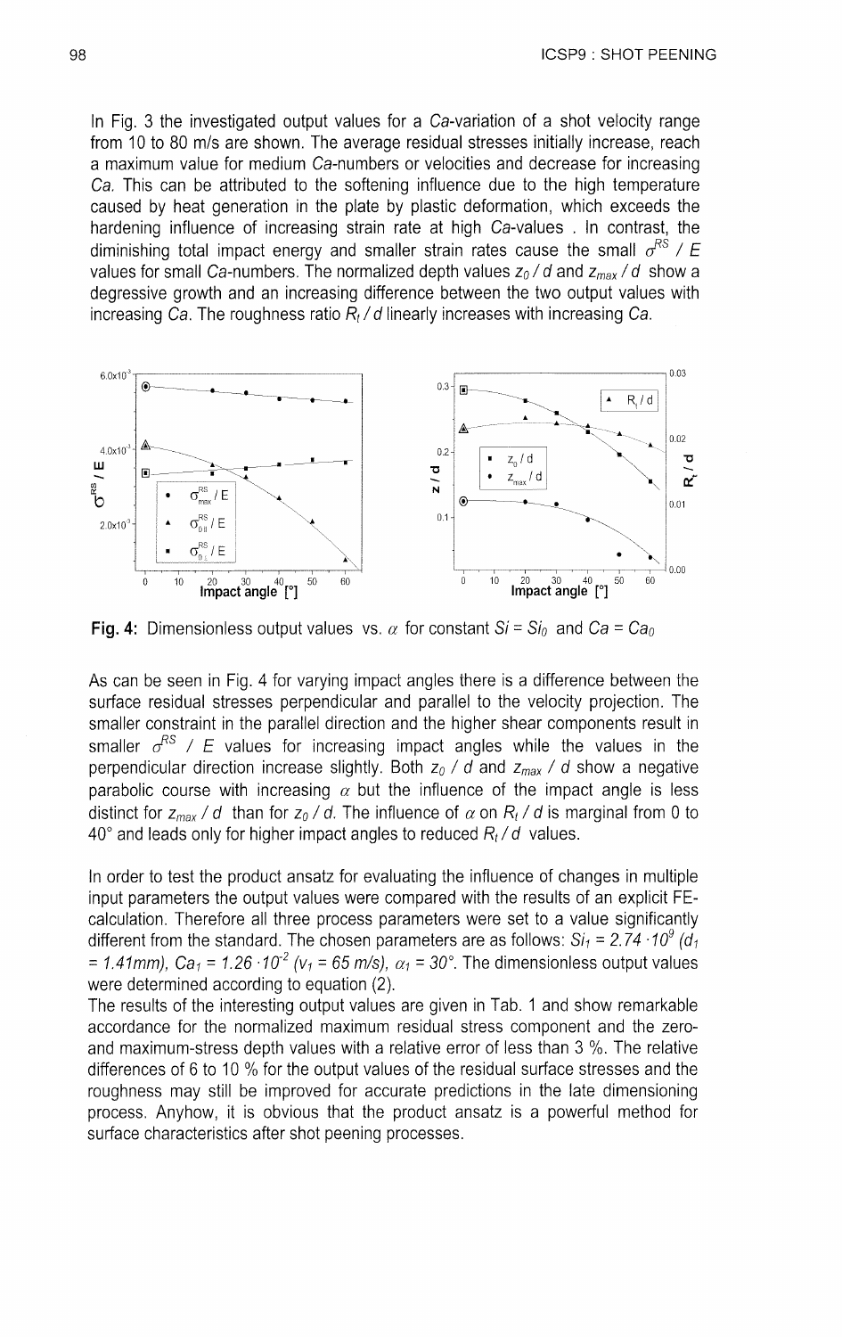In Fig. 3 the investigated output values for a *Ca*-variation of a shot velocity range from 10 to 80 m/s are shown. The average residual stresses initially increase, reach a maximum value for medium *Ca*-numbers or velocities and decrease for increasing *Ca*. This can be attributed to the softening influence due to the high temperature caused by heat generation in the plate by plastic deformation, which exceeds the hardening influence of increasing strain rate at high *Ca*-values . In contrast, the diminishing total impact energy and smaller strain rates cause the small $\sigma^{RS} / E$ values for small *Ca*-numbers. The normalized depth values $z_0 / d$ and $z_{max} / d$ show a degressive growth and an increasing difference between the two output values with increasing *Ca*. The roughness ratio $R_t / d$ linearly increases with increasing *Ca*.

**Fig. 4:** Dimensionless output values vs. $\alpha$ for constant $Si = Si_0$ and $Ca = Ca_0$

As can be seen in Fig. 4 for varying impact angles there is a difference between the surface residual stresses perpendicular and parallel to the velocity projection. The smaller constraint in the parallel direction and the higher shear components result in smaller $\sigma^{RS} / E$ values for increasing impact angles while the values in the perpendicular direction increase slightly. Both $z_0 / d$ and $z_{max} / d$ show a negative parabolic course with increasing $\alpha$ but the influence of the impact angle is less distinct for $z_{max} / d$ than for $z_0 / d$. The influence of $\alpha$ on $R_t / d$ is marginal from 0 to 40° and leads only for higher impact angles to reduced $R_t / d$ values.

In order to test the product ansatz for evaluating the influence of changes in multiple input parameters the output values were compared with the results of an explicit FE-calculation. Therefore all three process parameters were set to a value significantly different from the standard. The chosen parameters are as follows: $Si_1 = 2.74 \cdot 10^9$ ($d_1 = 1.41mm$), $Ca_1 = 1.26 \cdot 10^{-2}$ ($v_1 = 65$ m/s), $\alpha_1 = 30°$. The dimensionless output values were determined according to equation (2).

The results of the interesting output values are given in Tab. 1 and show remarkable accordance for the normalized maximum residual stress component and the zero- and maximum-stress depth values with a relative error of less than 3 %. The relative differences of 6 to 10 % for the output values of the residual surface stresses and the roughness may still be improved for accurate predictions in the late dimensioning process. Anyhow, it is obvious that the product ansatz is a powerful method for surface characteristics after shot peening processes.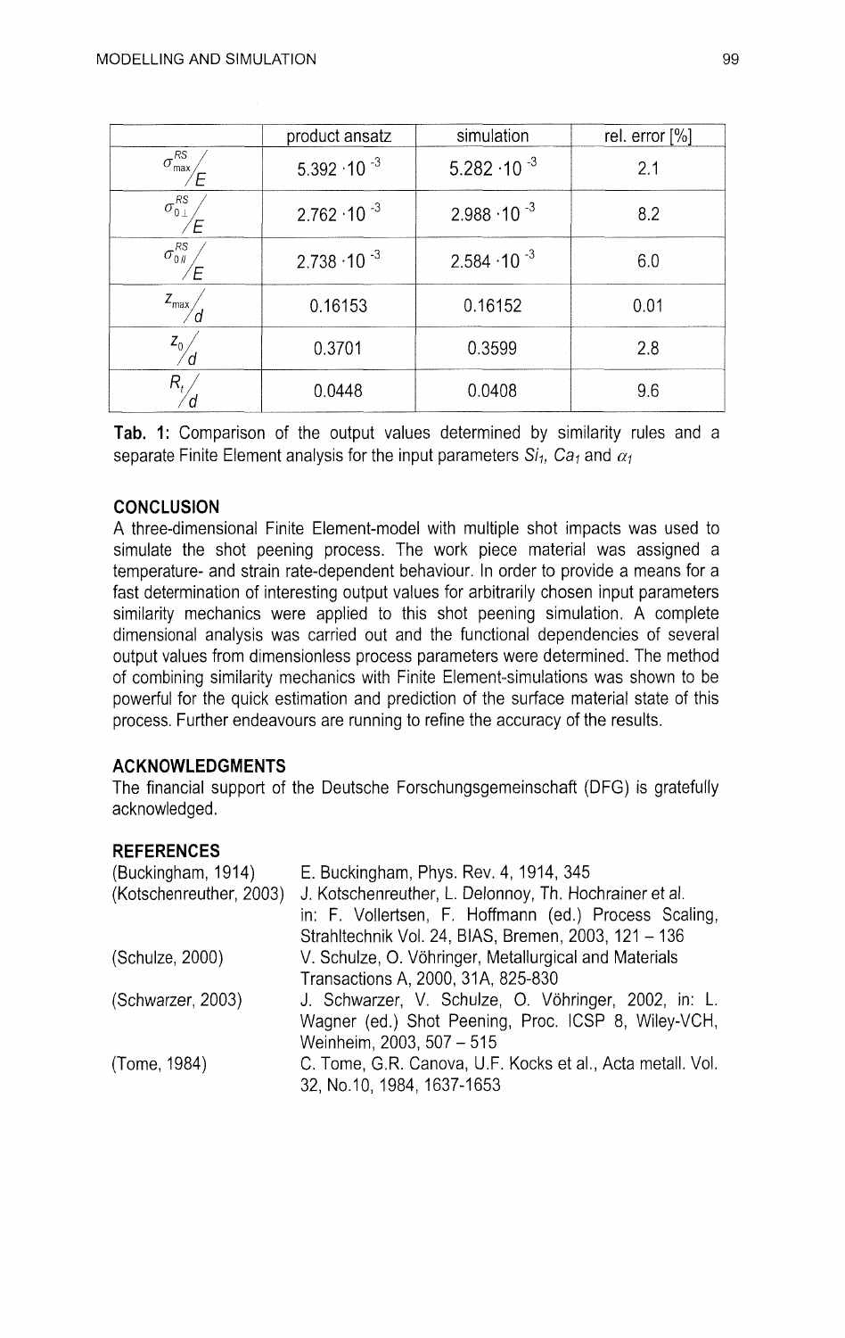| | product ansatz | simulation | rel. error [%] |
|---|---|---|---|
| $\sigma_{max}^{RS}/E$ | $5.392 \cdot 10^{-3}$ | $5.282 \cdot 10^{-3}$ | 2.1 |
| $\sigma_{0\perp}^{RS}/E$ | $2.762 \cdot 10^{-3}$ | $2.988 \cdot 10^{-3}$ | 8.2 |
| $\sigma_{0\parallel}^{RS}/E$ | $2.738 \cdot 10^{-3}$ | $2.584 \cdot 10^{-3}$ | 6.0 |
| $z_{max}/d$ | 0.16153 | 0.16152 | 0.01 |
| $z_0/d$ | 0.3701 | 0.3599 | 2.8 |
| $R_t/d$ | 0.0448 | 0.0408 | 9.6 |

**Tab. 1:** Comparison of the output values determined by similarity rules and a separate Finite Element analysis for the input parameters $Si_1$, $Ca_1$ and $\alpha_1$

## CONCLUSION

A three-dimensional Finite Element-model with multiple shot impacts was used to simulate the shot peening process. The work piece material was assigned a temperature- and strain rate-dependent behaviour. In order to provide a means for a fast determination of interesting output values for arbitrarily chosen input parameters similarity mechanics were applied to this shot peening simulation. A complete dimensional analysis was carried out and the functional dependencies of several output values from dimensionless process parameters were determined. The method of combining similarity mechanics with Finite Element-simulations was shown to be powerful for the quick estimation and prediction of the surface material state of this process. Further endeavours are running to refine the accuracy of the results.

## ACKNOWLEDGMENTS

The financial support of the Deutsche Forschungsgemeinschaft (DFG) is gratefully acknowledged.

## REFERENCES

(Buckingham, 1914) E. Buckingham, Phys. Rev. 4, 1914, 345

(Kotschenreuther, 2003) J. Kotschenreuther, L. Delonnoy, Th. Hochrainer et al. in: F. Vollertsen, F. Hoffmann (ed.) Process Scaling, Strahltechnik Vol. 24, BIAS, Bremen, 2003, 121 – 136

(Schulze, 2000) V. Schulze, O. Vöhringer, Metallurgical and Materials Transactions A, 2000, 31A, 825-830

(Schwarzer, 2003) J. Schwarzer, V. Schulze, O. Vöhringer, 2002, in: L. Wagner (ed.) Shot Peening, Proc. ICSP 8, Wiley-VCH, Weinheim, 2003, 507 – 515

(Tome, 1984) C. Tome, G.R. Canova, U.F. Kocks et al., Acta metall. Vol. 32, No.10, 1984, 1637-1653